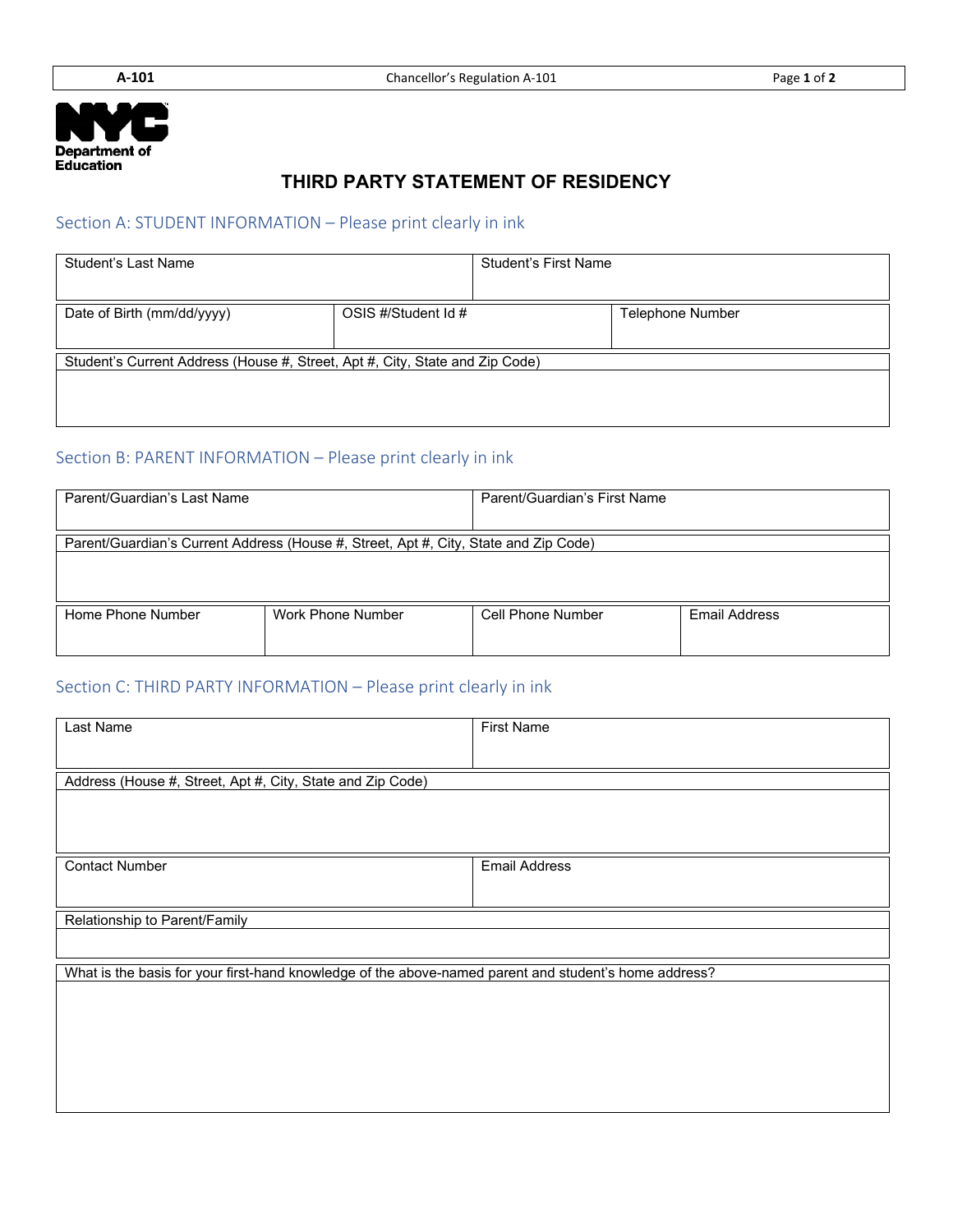Department of Education

# THIRD PARTY STATEMENT OF RESIDENCY

## Section A: STUDENT INFORMATION – Please print clearly in ink

| Student's Last Name | | Student's First Name |
|---|---|---|
| | | |
| **Date of Birth (mm/dd/yyyy)** | **OSIS #/Student Id #** | **Telephone Number** |
| | | |

| Student's Current Address (House #, Street, Apt #, City, State and Zip Code) |
|---|
| |

## Section B: PARENT INFORMATION – Please print clearly in ink

| Parent/Guardian's Last Name | Parent/Guardian's First Name |
|---|---|
| | |

| Parent/Guardian's Current Address (House #, Street, Apt #, City, State and Zip Code) |
|---|
| |

| Home Phone Number | Work Phone Number | Cell Phone Number | Email Address |
|---|---|---|---|
| | | | |

## Section C: THIRD PARTY INFORMATION – Please print clearly in ink

| Last Name | First Name |
|---|---|
| | |

| Address (House #, Street, Apt #, City, State and Zip Code) |
|---|
| |

| Contact Number | Email Address |
|---|---|
| | |

| Relationship to Parent/Family |
|---|
| |

| What is the basis for your first-hand knowledge of the above-named parent and student's home address? |
|---|
| |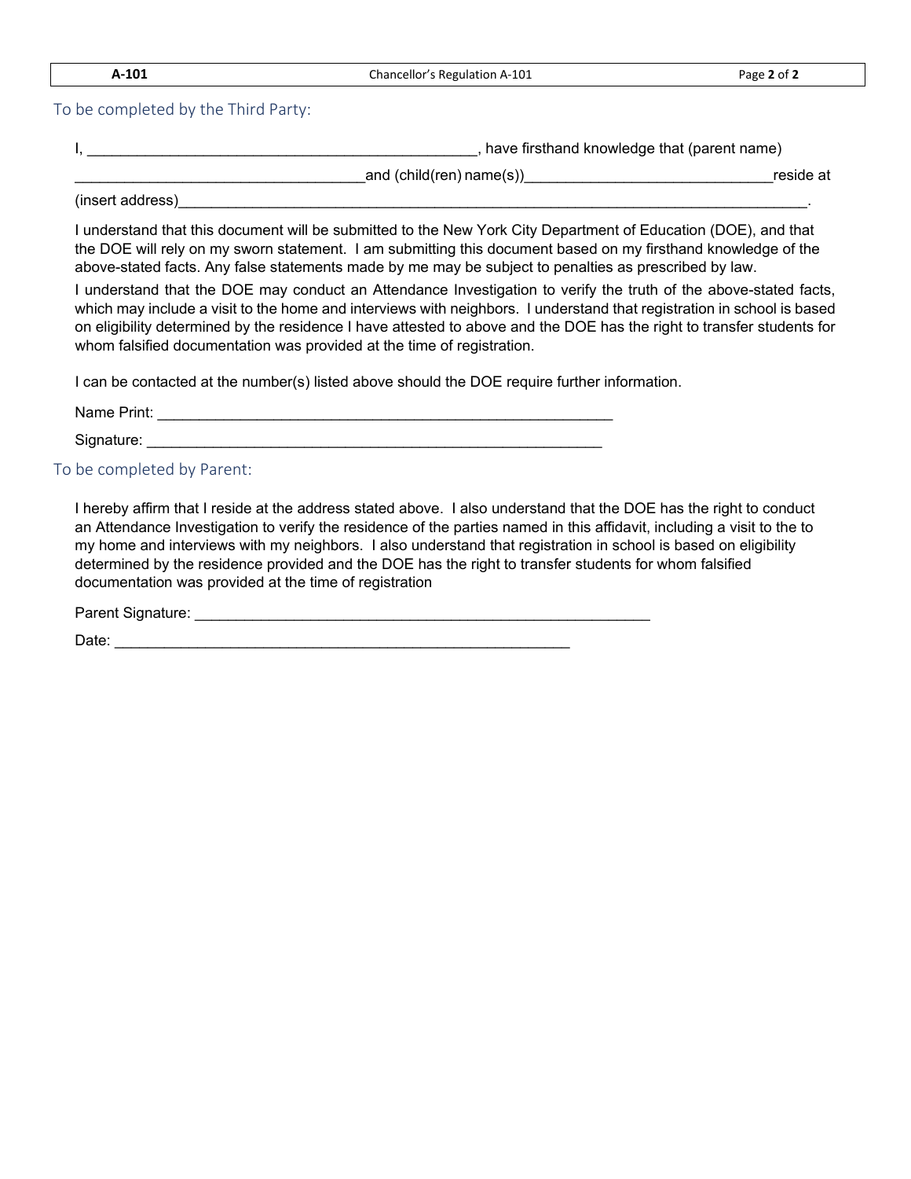## To be completed by the Third Party:

I, ________________________________________________, have firsthand knowledge that (parent name) ___________________________________and (child(ren) name(s))______________________________reside at (insert address)___________________________________________________________________________.

I understand that this document will be submitted to the New York City Department of Education (DOE), and that the DOE will rely on my sworn statement. I am submitting this document based on my firsthand knowledge of the above-stated facts. Any false statements made by me may be subject to penalties as prescribed by law.

I understand that the DOE may conduct an Attendance Investigation to verify the truth of the above-stated facts, which may include a visit to the home and interviews with neighbors. I understand that registration in school is based on eligibility determined by the residence I have attested to above and the DOE has the right to transfer students for whom falsified documentation was provided at the time of registration.

I can be contacted at the number(s) listed above should the DOE require further information.

Name Print: _______________________________________________________

Signature: _______________________________________________________

## To be completed by Parent:

I hereby affirm that I reside at the address stated above. I also understand that the DOE has the right to conduct an Attendance Investigation to verify the residence of the parties named in this affidavit, including a visit to the to my home and interviews with my neighbors. I also understand that registration in school is based on eligibility determined by the residence provided and the DOE has the right to transfer students for whom falsified documentation was provided at the time of registration

Parent Signature: _______________________________________________________

Date: _______________________________________________________